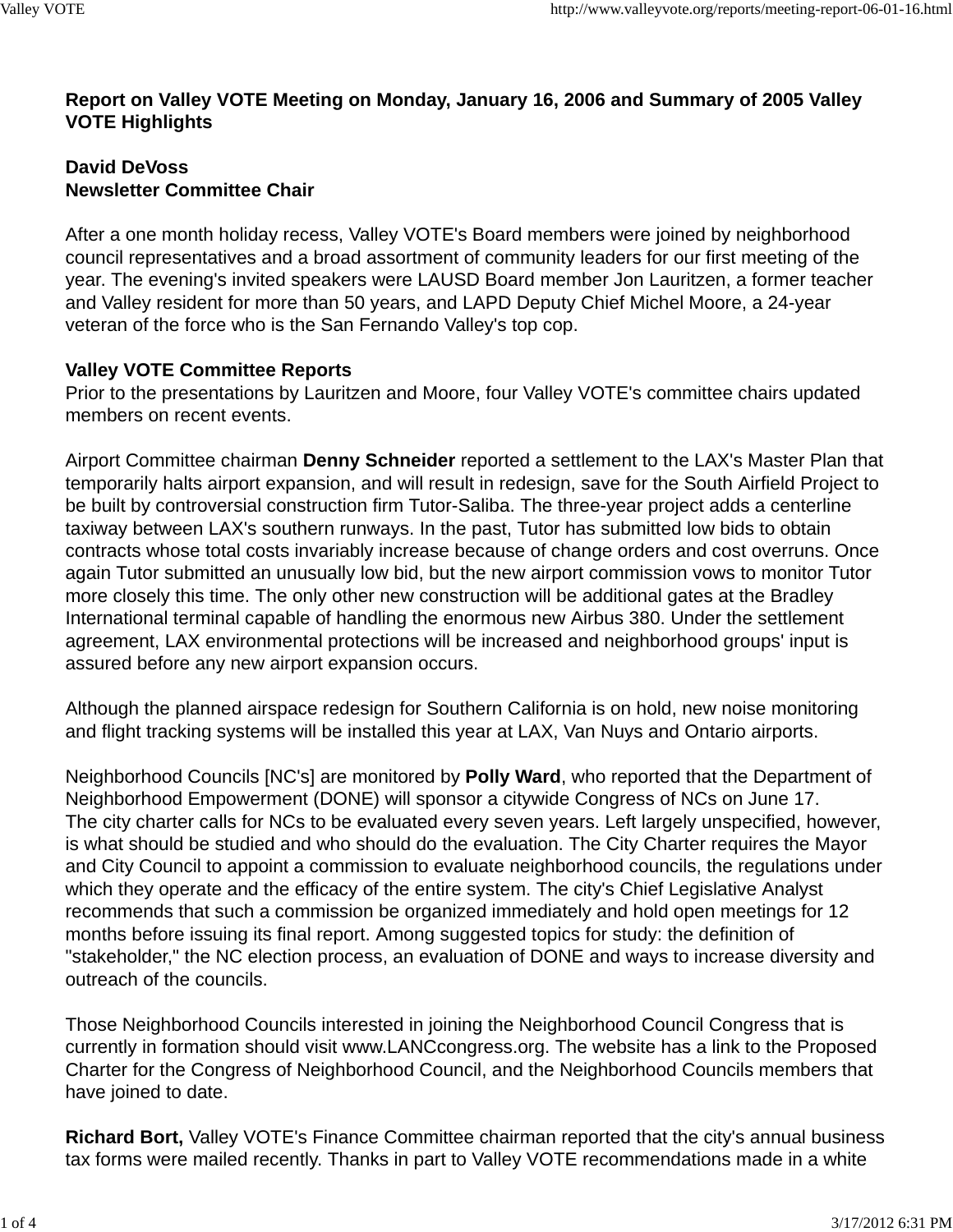**Report on Valley VOTE Meeting on Monday, January 16, 2006 and Summary of 2005 Valley VOTE Highlights**

**David DeVoss**
**Newsletter Committee Chair**

After a one month holiday recess, Valley VOTE's Board members were joined by neighborhood council representatives and a broad assortment of community leaders for our first meeting of the year. The evening's invited speakers were LAUSD Board member Jon Lauritzen, a former teacher and Valley resident for more than 50 years, and LAPD Deputy Chief Michel Moore, a 24-year veteran of the force who is the San Fernando Valley's top cop.

**Valley VOTE Committee Reports**
Prior to the presentations by Lauritzen and Moore, four Valley VOTE's committee chairs updated members on recent events.

Airport Committee chairman **Denny Schneider** reported a settlement to the LAX's Master Plan that temporarily halts airport expansion, and will result in redesign, save for the South Airfield Project to be built by controversial construction firm Tutor-Saliba. The three-year project adds a centerline taxiway between LAX's southern runways. In the past, Tutor has submitted low bids to obtain contracts whose total costs invariably increase because of change orders and cost overruns. Once again Tutor submitted an unusually low bid, but the new airport commission vows to monitor Tutor more closely this time. The only other new construction will be additional gates at the Bradley International terminal capable of handling the enormous new Airbus 380. Under the settlement agreement, LAX environmental protections will be increased and neighborhood groups' input is assured before any new airport expansion occurs.

Although the planned airspace redesign for Southern California is on hold, new noise monitoring and flight tracking systems will be installed this year at LAX, Van Nuys and Ontario airports.

Neighborhood Councils [NC's] are monitored by **Polly Ward**, who reported that the Department of Neighborhood Empowerment (DONE) will sponsor a citywide Congress of NCs on June 17.
The city charter calls for NCs to be evaluated every seven years. Left largely unspecified, however, is what should be studied and who should do the evaluation. The City Charter requires the Mayor and City Council to appoint a commission to evaluate neighborhood councils, the regulations under which they operate and the efficacy of the entire system. The city's Chief Legislative Analyst recommends that such a commission be organized immediately and hold open meetings for 12 months before issuing its final report. Among suggested topics for study: the definition of "stakeholder," the NC election process, an evaluation of DONE and ways to increase diversity and outreach of the councils.

Those Neighborhood Councils interested in joining the Neighborhood Council Congress that is currently in formation should visit www.LANCcongress.org. The website has a link to the Proposed Charter for the Congress of Neighborhood Council, and the Neighborhood Councils members that have joined to date.

**Richard Bort,** Valley VOTE's Finance Committee chairman reported that the city's annual business tax forms were mailed recently. Thanks in part to Valley VOTE recommendations made in a white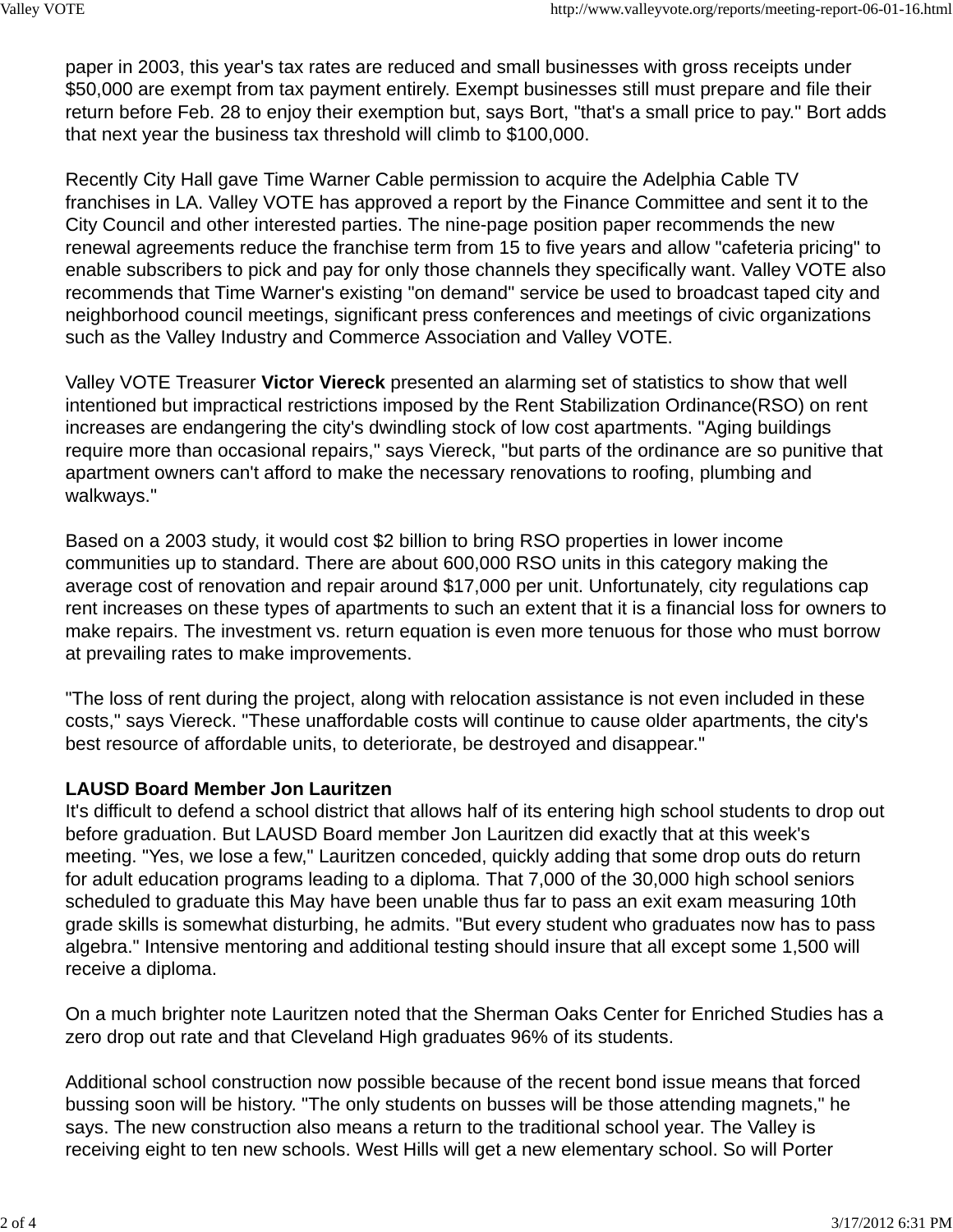paper in 2003, this year's tax rates are reduced and small businesses with gross receipts under $50,000 are exempt from tax payment entirely. Exempt businesses still must prepare and file their return before Feb. 28 to enjoy their exemption but, says Bort, "that's a small price to pay." Bort adds that next year the business tax threshold will climb to $100,000.

Recently City Hall gave Time Warner Cable permission to acquire the Adelphia Cable TV franchises in LA. Valley VOTE has approved a report by the Finance Committee and sent it to the City Council and other interested parties. The nine-page position paper recommends the new renewal agreements reduce the franchise term from 15 to five years and allow "cafeteria pricing" to enable subscribers to pick and pay for only those channels they specifically want. Valley VOTE also recommends that Time Warner's existing "on demand" service be used to broadcast taped city and neighborhood council meetings, significant press conferences and meetings of civic organizations such as the Valley Industry and Commerce Association and Valley VOTE.

Valley VOTE Treasurer **Victor Viereck** presented an alarming set of statistics to show that well intentioned but impractical restrictions imposed by the Rent Stabilization Ordinance(RSO) on rent increases are endangering the city's dwindling stock of low cost apartments. "Aging buildings require more than occasional repairs," says Viereck, "but parts of the ordinance are so punitive that apartment owners can't afford to make the necessary renovations to roofing, plumbing and walkways."

Based on a 2003 study, it would cost $2 billion to bring RSO properties in lower income communities up to standard. There are about 600,000 RSO units in this category making the average cost of renovation and repair around $17,000 per unit. Unfortunately, city regulations cap rent increases on these types of apartments to such an extent that it is a financial loss for owners to make repairs. The investment vs. return equation is even more tenuous for those who must borrow at prevailing rates to make improvements.

"The loss of rent during the project, along with relocation assistance is not even included in these costs," says Viereck. "These unaffordable costs will continue to cause older apartments, the city's best resource of affordable units, to deteriorate, be destroyed and disappear."

**LAUSD Board Member Jon Lauritzen**

It's difficult to defend a school district that allows half of its entering high school students to drop out before graduation. But LAUSD Board member Jon Lauritzen did exactly that at this week's meeting. "Yes, we lose a few," Lauritzen conceded, quickly adding that some drop outs do return for adult education programs leading to a diploma. That 7,000 of the 30,000 high school seniors scheduled to graduate this May have been unable thus far to pass an exit exam measuring 10th grade skills is somewhat disturbing, he admits. "But every student who graduates now has to pass algebra." Intensive mentoring and additional testing should insure that all except some 1,500 will receive a diploma.

On a much brighter note Lauritzen noted that the Sherman Oaks Center for Enriched Studies has a zero drop out rate and that Cleveland High graduates 96% of its students.

Additional school construction now possible because of the recent bond issue means that forced bussing soon will be history. "The only students on busses will be those attending magnets," he says. The new construction also means a return to the traditional school year. The Valley is receiving eight to ten new schools. West Hills will get a new elementary school. So will Porter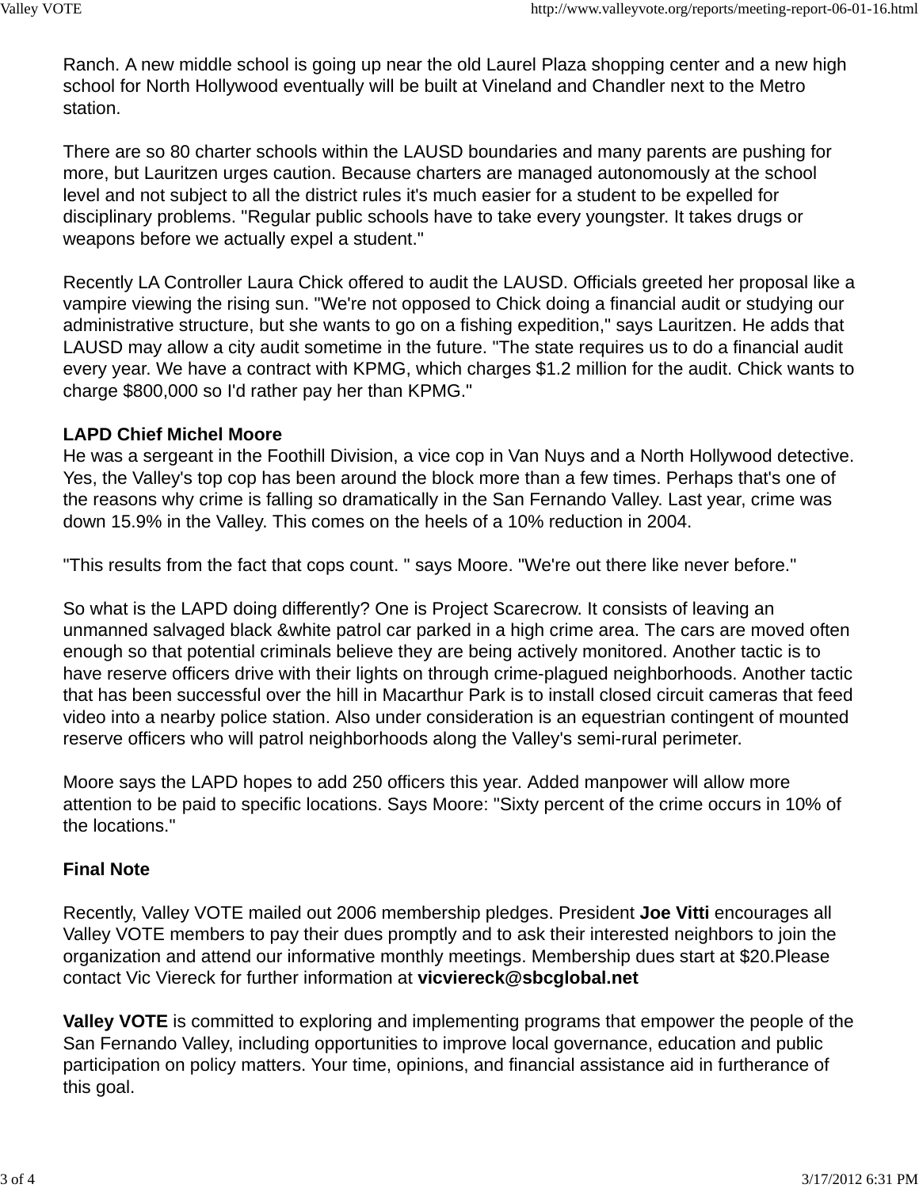Ranch. A new middle school is going up near the old Laurel Plaza shopping center and a new high school for North Hollywood eventually will be built at Vineland and Chandler next to the Metro station.

There are so 80 charter schools within the LAUSD boundaries and many parents are pushing for more, but Lauritzen urges caution. Because charters are managed autonomously at the school level and not subject to all the district rules it's much easier for a student to be expelled for disciplinary problems. "Regular public schools have to take every youngster. It takes drugs or weapons before we actually expel a student."

Recently LA Controller Laura Chick offered to audit the LAUSD. Officials greeted her proposal like a vampire viewing the rising sun. "We're not opposed to Chick doing a financial audit or studying our administrative structure, but she wants to go on a fishing expedition," says Lauritzen. He adds that LAUSD may allow a city audit sometime in the future. "The state requires us to do a financial audit every year. We have a contract with KPMG, which charges $1.2 million for the audit. Chick wants to charge $800,000 so I'd rather pay her than KPMG."

**LAPD Chief Michel Moore**

He was a sergeant in the Foothill Division, a vice cop in Van Nuys and a North Hollywood detective. Yes, the Valley's top cop has been around the block more than a few times. Perhaps that's one of the reasons why crime is falling so dramatically in the San Fernando Valley. Last year, crime was down 15.9% in the Valley. This comes on the heels of a 10% reduction in 2004.

"This results from the fact that cops count. " says Moore. "We're out there like never before."

So what is the LAPD doing differently? One is Project Scarecrow. It consists of leaving an unmanned salvaged black &white patrol car parked in a high crime area. The cars are moved often enough so that potential criminals believe they are being actively monitored. Another tactic is to have reserve officers drive with their lights on through crime-plagued neighborhoods. Another tactic that has been successful over the hill in Macarthur Park is to install closed circuit cameras that feed video into a nearby police station. Also under consideration is an equestrian contingent of mounted reserve officers who will patrol neighborhoods along the Valley's semi-rural perimeter.

Moore says the LAPD hopes to add 250 officers this year. Added manpower will allow more attention to be paid to specific locations. Says Moore: "Sixty percent of the crime occurs in 10% of the locations."

**Final Note**

Recently, Valley VOTE mailed out 2006 membership pledges. President **Joe Vitti** encourages all Valley VOTE members to pay their dues promptly and to ask their interested neighbors to join the organization and attend our informative monthly meetings. Membership dues start at $20.Please contact Vic Viereck for further information at **vicviereck@sbcglobal.net**

**Valley VOTE** is committed to exploring and implementing programs that empower the people of the San Fernando Valley, including opportunities to improve local governance, education and public participation on policy matters. Your time, opinions, and financial assistance aid in furtherance of this goal.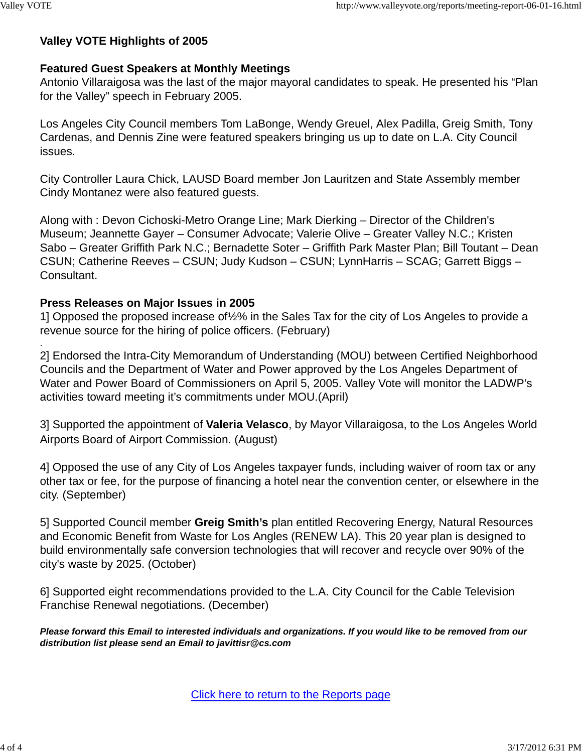**Valley VOTE Highlights of 2005**

**Featured Guest Speakers at Monthly Meetings**

Antonio Villaraigosa was the last of the major mayoral candidates to speak. He presented his "Plan for the Valley" speech in February 2005.

Los Angeles City Council members Tom LaBonge, Wendy Greuel, Alex Padilla, Greig Smith, Tony Cardenas, and Dennis Zine were featured speakers bringing us up to date on L.A. City Council issues.

City Controller Laura Chick, LAUSD Board member Jon Lauritzen and State Assembly member Cindy Montanez were also featured guests.

Along with : Devon Cichoski-Metro Orange Line; Mark Dierking – Director of the Children's Museum; Jeannette Gayer – Consumer Advocate; Valerie Olive – Greater Valley N.C.; Kristen Sabo – Greater Griffith Park N.C.; Bernadette Soter – Griffith Park Master Plan; Bill Toutant – Dean CSUN; Catherine Reeves – CSUN; Judy Kudson – CSUN; LynnHarris – SCAG; Garrett Biggs – Consultant.

**Press Releases on Major Issues in 2005**

1] Opposed the proposed increase of½% in the Sales Tax for the city of Los Angeles to provide a revenue source for the hiring of police officers. (February)

.

2] Endorsed the Intra-City Memorandum of Understanding (MOU) between Certified Neighborhood Councils and the Department of Water and Power approved by the Los Angeles Department of Water and Power Board of Commissioners on April 5, 2005. Valley Vote will monitor the LADWP's activities toward meeting it's commitments under MOU.(April)

3] Supported the appointment of **Valeria Velasco**, by Mayor Villaraigosa, to the Los Angeles World Airports Board of Airport Commission. (August)

4] Opposed the use of any City of Los Angeles taxpayer funds, including waiver of room tax or any other tax or fee, for the purpose of financing a hotel near the convention center, or elsewhere in the city. (September)

5] Supported Council member **Greig Smith's** plan entitled Recovering Energy, Natural Resources and Economic Benefit from Waste for Los Angles (RENEW LA). This 20 year plan is designed to build environmentally safe conversion technologies that will recover and recycle over 90% of the city's waste by 2025. (October)

6] Supported eight recommendations provided to the L.A. City Council for the Cable Television Franchise Renewal negotiations. (December)

***Please forward this Email to interested individuals and organizations. If you would like to be removed from our distribution list please send an Email to javittisr@cs.com***

Click here to return to the Reports page